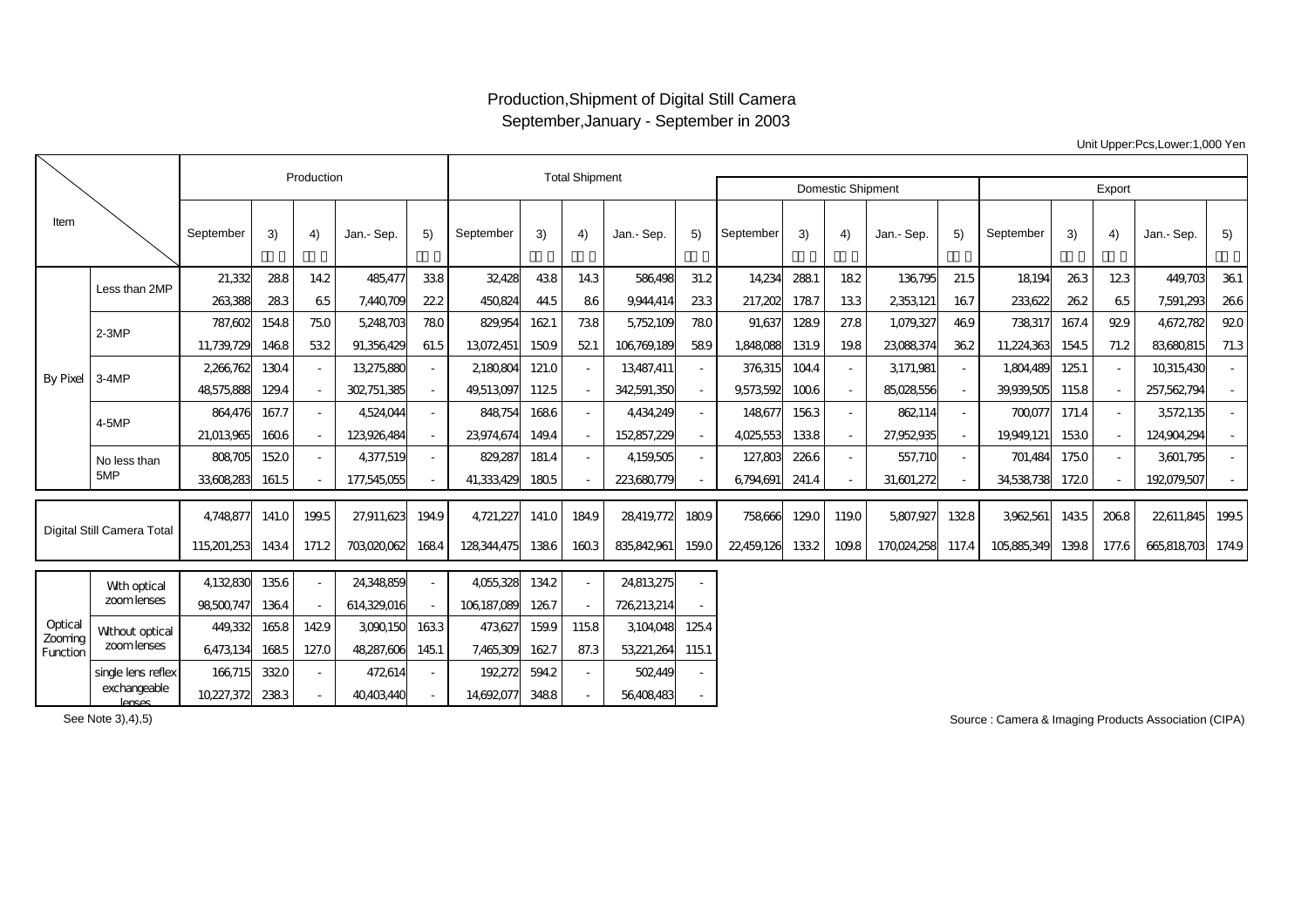# Production,Shipment of Digital Still Camera

## September,January - September in 2003

Unit Upper:Pcs,Lower:1,000 Yen

| Item | | Production | | | | | Total Shipment | | | | | Domestic Shipment | | | | | Export | | | | |
|---|---|---|---|---|---|---|---|---|---|---|---|---|---|---|---|---|---|---|---|---|---|
| | | September | 3) | 4) | Jan.- Sep. | 5) | September | 3) | 4) | Jan.- Sep. | 5) | September | 3) | 4) | Jan.- Sep. | 5) | September | 3) | 4) | Jan.- Sep. | 5) |
| By Pixel | Less than 2MP | 21,332 | 28.8 | 14.2 | 485,477 | 33.8 | 32,428 | 43.8 | 14.3 | 586,498 | 31.2 | 14,234 | 288.1 | 18.2 | 136,795 | 21.5 | 18,194 | 26.3 | 12.3 | 449,703 | 36.1 |
| | | 263,388 | 28.3 | 6.5 | 7,440,709 | 22.2 | 450,824 | 44.5 | 8.6 | 9,944,414 | 23.3 | 217,202 | 178.7 | 13.3 | 2,353,121 | 16.7 | 233,622 | 26.2 | 6.5 | 7,591,293 | 26.6 |
| | 2-3MP | 787,602 | 154.8 | 75.0 | 5,248,703 | 78.0 | 829,954 | 162.1 | 73.8 | 5,752,109 | 78.0 | 91,637 | 128.9 | 27.8 | 1,079,327 | 46.9 | 738,317 | 167.4 | 92.9 | 4,672,782 | 92.0 |
| | | 11,739,729 | 146.8 | 53.2 | 91,356,429 | 61.5 | 13,072,451 | 150.9 | 52.1 | 106,769,189 | 58.9 | 1,848,088 | 131.9 | 19.8 | 23,088,374 | 36.2 | 11,224,363 | 154.5 | 71.2 | 83,680,815 | 71.3 |
| | 3-4MP | 2,266,762 | 130.4 | - | 13,275,880 | - | 2,180,804 | 121.0 | - | 13,487,411 | - | 376,315 | 104.4 | - | 3,171,981 | - | 1,804,489 | 125.1 | - | 10,315,430 | - |
| | | 48,575,888 | 129.4 | - | 302,751,385 | - | 49,513,097 | 112.5 | - | 342,591,350 | - | 9,573,592 | 100.6 | - | 85,028,556 | - | 39,939,505 | 115.8 | - | 257,562,794 | - |
| | 4-5MP | 864,476 | 167.7 | - | 4,524,044 | - | 848,754 | 168.6 | - | 4,434,249 | - | 148,677 | 156.3 | - | 862,114 | - | 700,077 | 171.4 | - | 3,572,135 | - |
| | | 21,013,965 | 160.6 | - | 123,926,484 | - | 23,974,674 | 149.4 | - | 152,857,229 | - | 4,025,553 | 133.8 | - | 27,952,935 | - | 19,949,121 | 153.0 | - | 124,904,294 | - |
| | No less than 5MP | 808,705 | 152.0 | - | 4,377,519 | - | 829,287 | 181.4 | - | 4,159,505 | - | 127,803 | 226.6 | - | 557,710 | - | 701,484 | 175.0 | - | 3,601,795 | - |
| | | 33,608,283 | 161.5 | - | 177,545,055 | - | 41,333,429 | 180.5 | - | 223,680,779 | - | 6,794,691 | 241.4 | - | 31,601,272 | - | 34,538,738 | 172.0 | - | 192,079,507 | - |
| Digital Still Camera Total | | 4,748,877 | 141.0 | 199.5 | 27,911,623 | 194.9 | 4,721,227 | 141.0 | 184.9 | 28,419,772 | 180.9 | 758,666 | 129.0 | 119.0 | 5,807,927 | 132.8 | 3,962,561 | 143.5 | 206.8 | 22,611,845 | 199.5 |
| | | 115,201,253 | 143.4 | 171.2 | 703,020,062 | 168.4 | 128,344,475 | 138.6 | 160.3 | 835,842,961 | 159.0 | 22,459,126 | 133.2 | 109.8 | 170,024,258 | 117.4 | 105,885,349 | 139.8 | 177.6 | 665,818,703 | 174.9 |
| Optical Zooming Function | With optical zoom lenses | 4,132,830 | 135.6 | - | 24,348,859 | - | 4,055,328 | 134.2 | - | 24,813,275 | - | | | | | | | | | | |
| | | 98,500,747 | 136.4 | - | 614,329,016 | - | 106,187,089 | 126.7 | - | 726,213,214 | - | | | | | | | | | | |
| | Without optical zoom lenses | 449,332 | 165.8 | 142.9 | 3,090,150 | 163.3 | 473,627 | 159.9 | 115.8 | 3,104,048 | 125.4 | | | | | | | | | | |
| | | 6,473,134 | 168.5 | 127.0 | 48,287,606 | 145.1 | 7,465,309 | 162.7 | 87.3 | 53,221,264 | 115.1 | | | | | | | | | | |
| | single lens reflex exchangeable lenses | 166,715 | 332.0 | - | 472,614 | - | 192,272 | 594.2 | - | 502,449 | - | | | | | | | | | | |
| | | 10,227,372 | 238.3 | - | 40,403,440 | - | 14,692,077 | 348.8 | - | 56,408,483 | - | | | | | | | | | | |

See Note 3),4),5)

Source : Camera & Imaging Products Association (CIPA)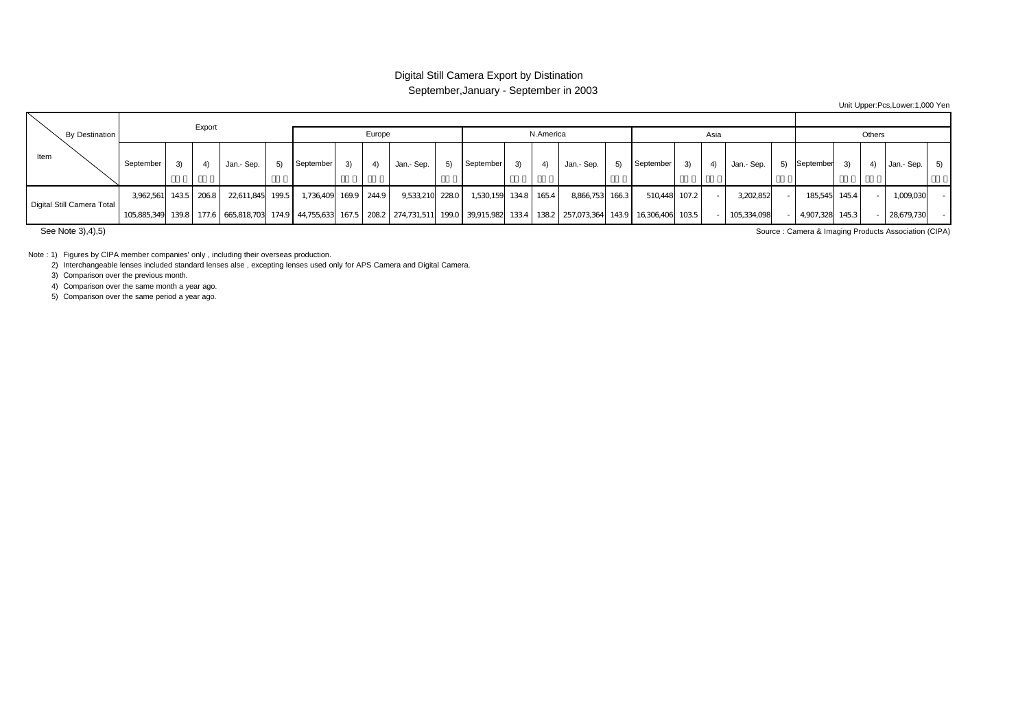# Digital Still Camera Export by Distination

September,January - September in 2003

Unit Upper:Pcs,Lower:1,000 Yen

| By Destination / Item | Export | | | | | Europe | | | | | N.America | | | | | Asia | | | | | Others | | | | |
|---|---|---|---|---|---|---|---|---|---|---|---|---|---|---|---|---|---|---|---|---|---|---|---|---|---|
| | September | 3) | 4) | Jan.- Sep. | 5) | September | 3) | 4) | Jan.- Sep. | 5) | September | 3) | 4) | Jan.- Sep. | 5) | September | 3) | 4) | Jan.- Sep. | 5) | September | 3) | 4) | Jan.- Sep. | 5) |
| Digital Still Camera Total | 3,962,561 | 143.5 | 206.8 | 22,611,845 | 199.5 | 1,736,409 | 169.9 | 244.9 | 9,533,210 | 228.0 | 1,530,159 | 134.8 | 165.4 | 8,866,753 | 166.3 | 510,448 | 107.2 | - | 3,202,852 | - | 185,545 | 145.4 | - | 1,009,030 | - |
| | 105,885,349 | 139.8 | 177.6 | 665,818,703 | 174.9 | 44,755,633 | 167.5 | 208.2 | 274,731,511 | 199.0 | 39,915,982 | 133.4 | 138.2 | 257,073,364 | 143.9 | 16,306,406 | 103.5 | - | 105,334,098 | - | 4,907,328 | 145.3 | - | 28,679,730 | - |

See Note 3),4),5)

Source : Camera & Imaging Products Association (CIPA)

Note : 1) Figures by CIPA member companies' only , including their overseas production.

2) Interchangeable lenses included standard lenses alse , excepting lenses used only for APS Camera and Digital Camera.

3) Comparison over the previous month.

4) Comparison over the same month a year ago.

5) Comparison over the same period a year ago.